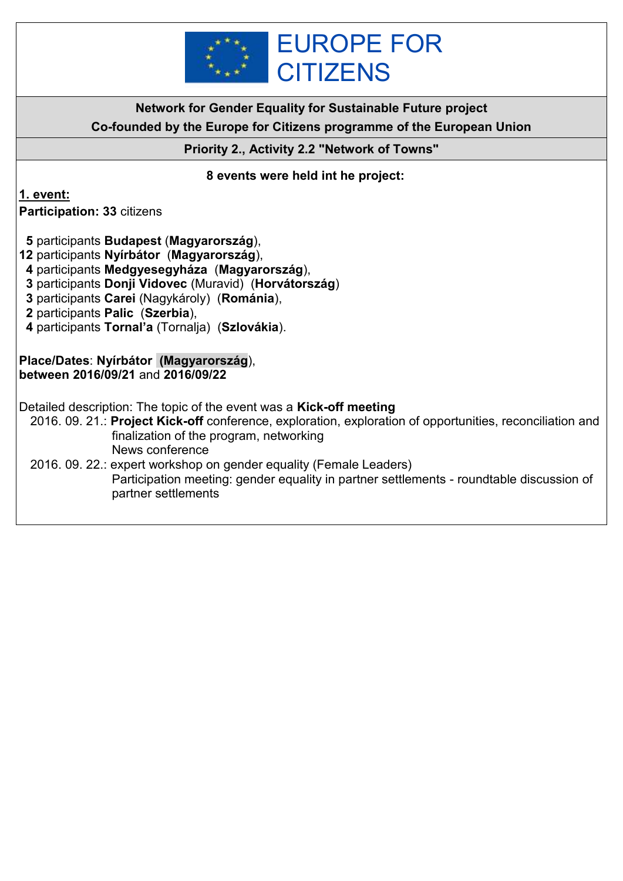# EUROPE FOR CITIZENS

**Network for Gender Equality for Sustainable Future project**

**Co-founded by the Europe for Citizens programme of the European Union**

**Priority 2., Activity 2.2 "Network of Towns"**

**8 events were held int he project:**

**1. event:**

**Participation: 33** citizens

**5** participants **Budapest** (**Magyarország**),
**12** participants **Nyírbátor** (**Magyarország**),
**4** participants **Medgyesegyháza** (**Magyarország**),
**3** participants **Donji Vidovec** (Muravid) (**Horvátország**)
**3** participants **Carei** (Nagykároly) (**Románia**),
**2** participants **Palic** (**Szerbia**),
**4** participants **Tornal'a** (Tornalja) (**Szlovákia**).

**Place/Dates**: **Nyírbátor** **(Magyarország**),
**between 2016/09/21** and **2016/09/22**

Detailed description: The topic of the event was a **Kick-off meeting**

2016. 09. 21.: **Project Kick-off** conference, exploration, exploration of opportunities, reconciliation and finalization of the program, networking
News conference

2016. 09. 22.: expert workshop on gender equality (Female Leaders)
Participation meeting: gender equality in partner settlements - roundtable discussion of partner settlements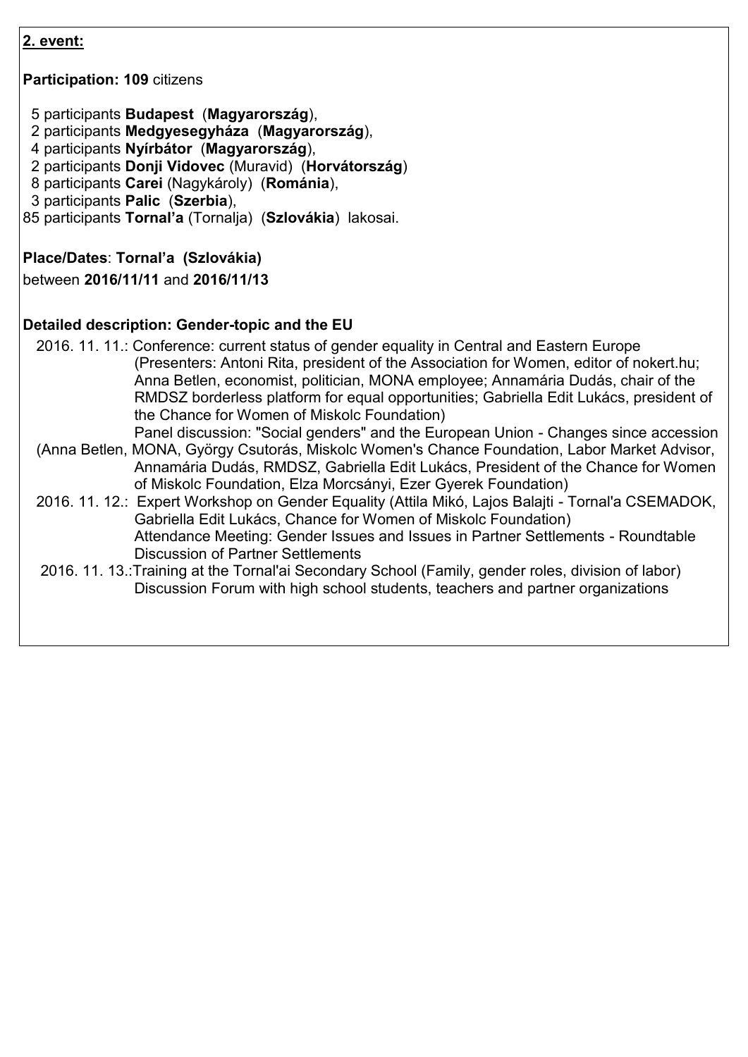**2. event:**

**Participation: 109** citizens

5 participants **Budapest** (**Magyarország**),
2 participants **Medgyesegyháza** (**Magyarország**),
4 participants **Nyírbátor** (**Magyarország**),
2 participants **Donji Vidovec** (Muravid) (**Horvátország**)
8 participants **Carei** (Nagykároly) (**Románia**),
3 participants **Palic** (**Szerbia**),
85 participants **Tornal'a** (Tornalja) (**Szlovákia**) lakosai.

**Place/Dates**: **Tornal'a (Szlovákia)**
between **2016/11/11** and **2016/11/13**

**Detailed description: Gender-topic and the EU**

2016. 11. 11.: Conference: current status of gender equality in Central and Eastern Europe (Presenters: Antoni Rita, president of the Association for Women, editor of nokert.hu; Anna Betlen, economist, politician, MONA employee; Annamária Dudás, chair of the RMDSZ borderless platform for equal opportunities; Gabriella Edit Lukács, president of the Chance for Women of Miskolc Foundation)
Panel discussion: "Social genders" and the European Union - Changes since accession (Anna Betlen, MONA, György Csutorás, Miskolc Women's Chance Foundation, Labor Market Advisor, Annamária Dudás, RMDSZ, Gabriella Edit Lukács, President of the Chance for Women of Miskolc Foundation, Elza Morcsányi, Ezer Gyerek Foundation)

2016. 11. 12.: Expert Workshop on Gender Equality (Attila Mikó, Lajos Balajti - Tornal'a CSEMADOK, Gabriella Edit Lukács, Chance for Women of Miskolc Foundation)
Attendance Meeting: Gender Issues and Issues in Partner Settlements - Roundtable Discussion of Partner Settlements

2016. 11. 13.:Training at the Tornal'ai Secondary School (Family, gender roles, division of labor)
Discussion Forum with high school students, teachers and partner organizations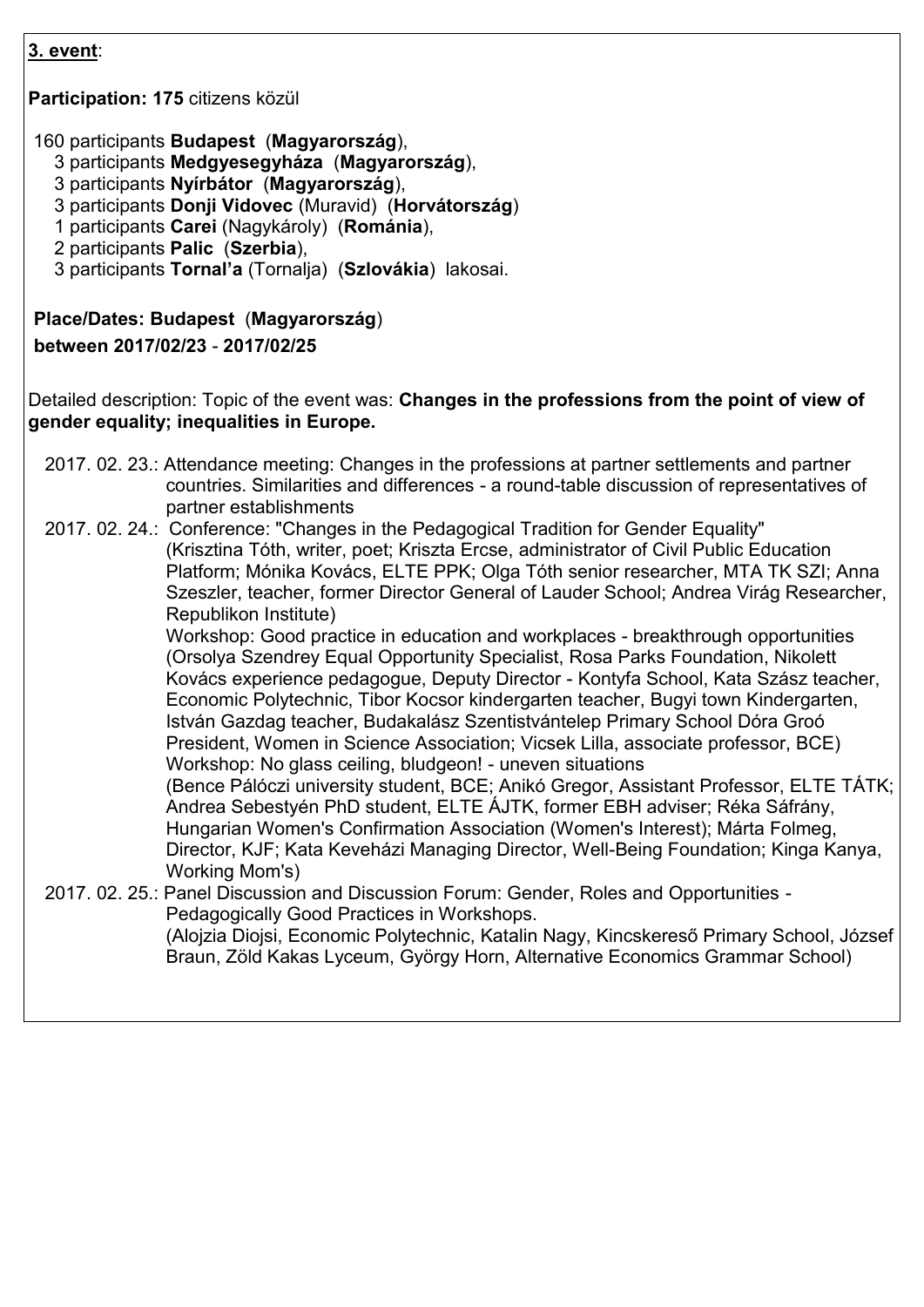**3. event**:

**Participation: 175** citizens közül

160 participants **Budapest** (**Magyarország**),
3 participants **Medgyesegyháza** (**Magyarország**),
3 participants **Nyírbátor** (**Magyarország**),
3 participants **Donji Vidovec** (Muravid) (**Horvátország**)
1 participants **Carei** (Nagykároly) (**Románia**),
2 participants **Palic** (**Szerbia**),
3 participants **Tornal'a** (Tornalja) (**Szlovákia**) lakosai.

**Place/Dates: Budapest** (**Magyarország**)
**between 2017/02/23** - **2017/02/25**

Detailed description: Topic of the event was: **Changes in the professions from the point of view of gender equality; inequalities in Europe.**

2017. 02. 23.: Attendance meeting: Changes in the professions at partner settlements and partner countries. Similarities and differences - a round-table discussion of representatives of partner establishments

2017. 02. 24.: Conference: "Changes in the Pedagogical Tradition for Gender Equality" (Krisztina Tóth, writer, poet; Kriszta Ercse, administrator of Civil Public Education Platform; Mónika Kovács, ELTE PPK; Olga Tóth senior researcher, MTA TK SZI; Anna Szeszler, teacher, former Director General of Lauder School; Andrea Virág Researcher, Republikon Institute)
Workshop: Good practice in education and workplaces - breakthrough opportunities (Orsolya Szendrey Equal Opportunity Specialist, Rosa Parks Foundation, Nikolett Kovács experience pedagogue, Deputy Director - Kontyfa School, Kata Szász teacher, Economic Polytechnic, Tibor Kocsor kindergarten teacher, Bugyi town Kindergarten, István Gazdag teacher, Budakalász Szentistvántelep Primary School Dóra Groó President, Women in Science Association; Vicsek Lilla, associate professor, BCE)
Workshop: No glass ceiling, bludgeon! - uneven situations (Bence Pálóczi university student, BCE; Anikó Gregor, Assistant Professor, ELTE TÁTK; Andrea Sebestyén PhD student, ELTE ÁJTK, former EBH adviser; Réka Sáfrány, Hungarian Women's Confirmation Association (Women's Interest); Márta Folmeg, Director, KJF; Kata Keveházi Managing Director, Well-Being Foundation; Kinga Kanya, Working Mom's)

2017. 02. 25.: Panel Discussion and Discussion Forum: Gender, Roles and Opportunities - Pedagogically Good Practices in Workshops. (Alojzia Diojsi, Economic Polytechnic, Katalin Nagy, Kincskereső Primary School, József Braun, Zöld Kakas Lyceum, György Horn, Alternative Economics Grammar School)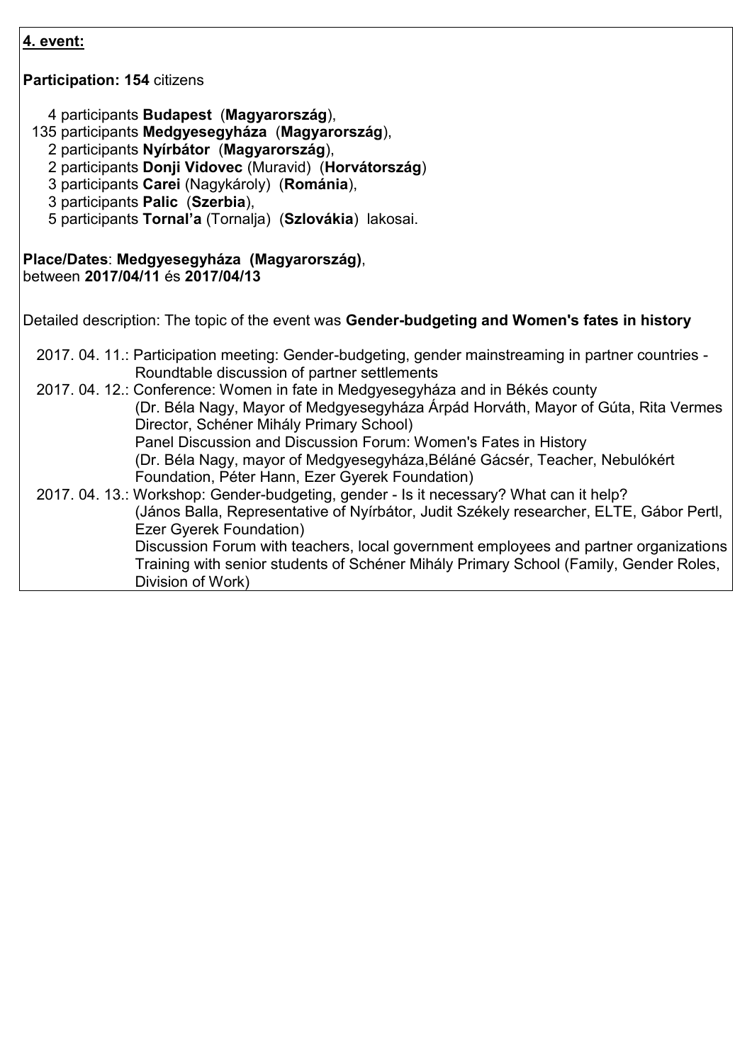**4. event:**

**Participation: 154** citizens

- 4 participants **Budapest** (**Magyarország**),
- 135 participants **Medgyesegyháza** (**Magyarország**),
- 2 participants **Nyírbátor** (**Magyarország**),
- 2 participants **Donji Vidovec** (Muravid) (**Horvátország**)
- 3 participants **Carei** (Nagykároly) (**Románia**),
- 3 participants **Palic** (**Szerbia**),
- 5 participants **Tornal'a** (Tornalja) (**Szlovákia**) lakosai.

**Place/Dates**: **Medgyesegyháza (Magyarország)**,
between **2017/04/11** és **2017/04/13**

Detailed description: The topic of the event was **Gender-budgeting and Women's fates in history**

2017. 04. 11.: Participation meeting: Gender-budgeting, gender mainstreaming in partner countries - Roundtable discussion of partner settlements

2017. 04. 12.: Conference: Women in fate in Medgyesegyháza and in Békés county
(Dr. Béla Nagy, Mayor of Medgyesegyháza Árpád Horváth, Mayor of Gúta, Rita Vermes Director, Schéner Mihály Primary School)
Panel Discussion and Discussion Forum: Women's Fates in History
(Dr. Béla Nagy, mayor of Medgyesegyháza,Béláné Gácsér, Teacher, Nebulókért Foundation, Péter Hann, Ezer Gyerek Foundation)

2017. 04. 13.: Workshop: Gender-budgeting, gender - Is it necessary? What can it help?
(János Balla, Representative of Nyírbátor, Judit Székely researcher, ELTE, Gábor Pertl, Ezer Gyerek Foundation)
Discussion Forum with teachers, local government employees and partner organizations
Training with senior students of Schéner Mihály Primary School (Family, Gender Roles, Division of Work)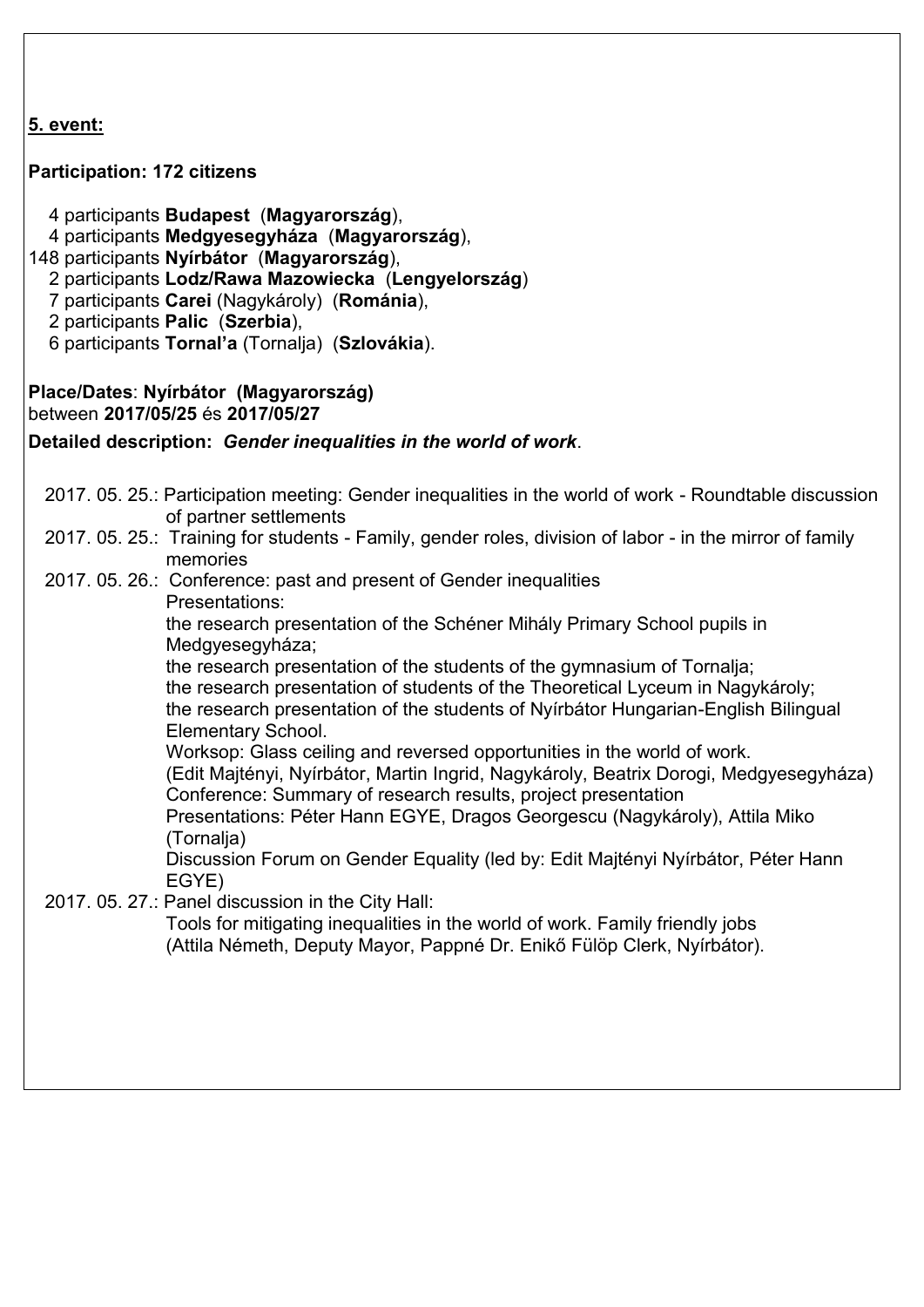**5. event:**

**Participation: 172 citizens**

4 participants **Budapest** (**Magyarország**),
4 participants **Medgyesegyháza** (**Magyarország**),
148 participants **Nyírbátor** (**Magyarország**),
2 participants **Lodz/Rawa Mazowiecka** (**Lengyelország**)
7 participants **Carei** (Nagykároly) (**Románia**),
2 participants **Palic** (**Szerbia**),
6 participants **Tornal'a** (Tornalja) (**Szlovákia**).

**Place/Dates**: **Nyírbátor (Magyarország)**
between **2017/05/25** és **2017/05/27**

**Detailed description:** ***Gender inequalities in the world of work***.

2017. 05. 25.: Participation meeting: Gender inequalities in the world of work - Roundtable discussion of partner settlements

2017. 05. 25.: Training for students - Family, gender roles, division of labor - in the mirror of family memories

2017. 05. 26.: Conference: past and present of Gender inequalities
Presentations:
the research presentation of the Schéner Mihály Primary School pupils in Medgyesegyháza;
the research presentation of the students of the gymnasium of Tornalja;
the research presentation of students of the Theoretical Lyceum in Nagykároly;
the research presentation of the students of Nyírbátor Hungarian-English Bilingual Elementary School.
Worksop: Glass ceiling and reversed opportunities in the world of work.
(Edit Majtényi, Nyírbátor, Martin Ingrid, Nagykároly, Beatrix Dorogi, Medgyesegyháza)
Conference: Summary of research results, project presentation
Presentations: Péter Hann EGYE, Dragos Georgescu (Nagykároly), Attila Miko (Tornalja)
Discussion Forum on Gender Equality (led by: Edit Majtényi Nyírbátor, Péter Hann EGYE)

2017. 05. 27.: Panel discussion in the City Hall:
Tools for mitigating inequalities in the world of work. Family friendly jobs
(Attila Németh, Deputy Mayor, Pappné Dr. Enikő Fülöp Clerk, Nyírbátor).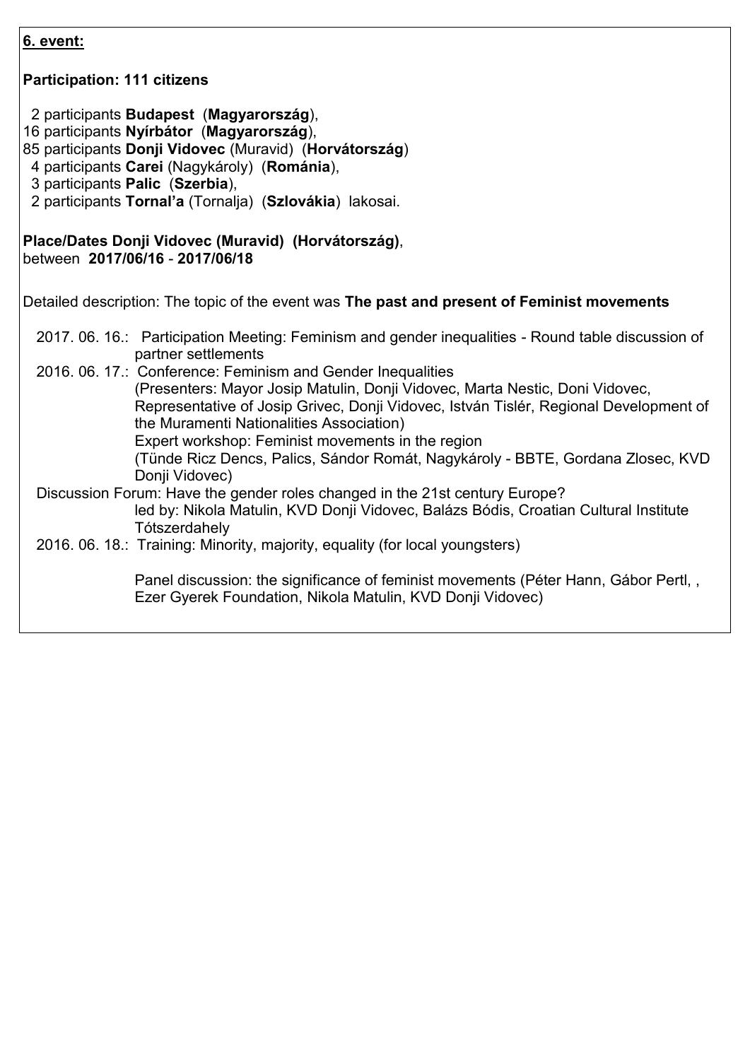**6. event:**

**Participation: 111 citizens**

2 participants **Budapest** (**Magyarország**),
16 participants **Nyírbátor** (**Magyarország**),
85 participants **Donji Vidovec** (Muravid) (**Horvátország**)
4 participants **Carei** (Nagykároly) (**Románia**),
3 participants **Palic** (**Szerbia**),
2 participants **Tornal'a** (Tornalja) (**Szlovákia**) lakosai.

**Place/Dates Donji Vidovec (Muravid) (Horvátország)**,
between **2017/06/16** - **2017/06/18**

Detailed description: The topic of the event was **The past and present of Feminist movements**

2017. 06. 16.: Participation Meeting: Feminism and gender inequalities - Round table discussion of partner settlements

2016. 06. 17.: Conference: Feminism and Gender Inequalities
(Presenters: Mayor Josip Matulin, Donji Vidovec, Marta Nestic, Doni Vidovec, Representative of Josip Grivec, Donji Vidovec, István Tislér, Regional Development of the Muramenti Nationalities Association)
Expert workshop: Feminist movements in the region
(Tünde Ricz Dencs, Palics, Sándor Romát, Nagykároly - BBTE, Gordana Zlosec, KVD Donji Vidovec)

Discussion Forum: Have the gender roles changed in the 21st century Europe?
led by: Nikola Matulin, KVD Donji Vidovec, Balázs Bódis, Croatian Cultural Institute Tótszerdahely

2016. 06. 18.: Training: Minority, majority, equality (for local youngsters)

Panel discussion: the significance of feminist movements (Péter Hann, Gábor Pertl, , Ezer Gyerek Foundation, Nikola Matulin, KVD Donji Vidovec)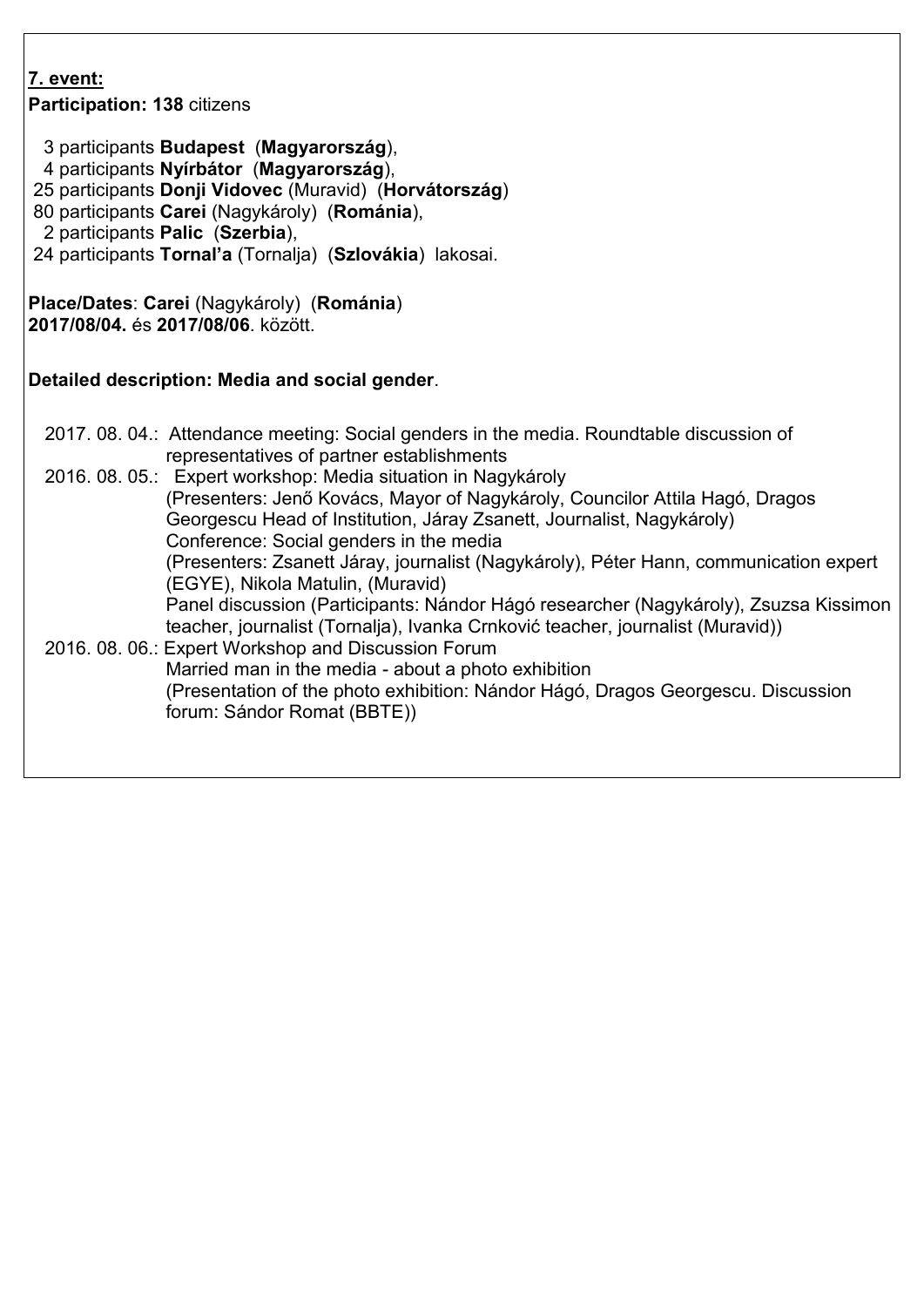**7. event:**

**Participation: 138** citizens

- 3 participants **Budapest** (**Magyarország**),
- 4 participants **Nyírbátor** (**Magyarország**),
- 25 participants **Donji Vidovec** (Muravid) (**Horvátország**)
- 80 participants **Carei** (Nagykároly) (**Románia**),
- 2 participants **Palic** (**Szerbia**),
- 24 participants **Tornal'a** (Tornalja) (**Szlovákia**) lakosai.

**Place/Dates**: **Carei** (Nagykároly) (**Románia**)
**2017/08/04.** és **2017/08/06**. között.

**Detailed description: Media and social gender**.

2017. 08. 04.: Attendance meeting: Social genders in the media. Roundtable discussion of representatives of partner establishments

2016. 08. 05.: Expert workshop: Media situation in Nagykároly
(Presenters: Jenő Kovács, Mayor of Nagykároly, Councilor Attila Hagó, Dragos Georgescu Head of Institution, Járay Zsanett, Journalist, Nagykároly)
Conference: Social genders in the media
(Presenters: Zsanett Járay, journalist (Nagykároly), Péter Hann, communication expert (EGYE), Nikola Matulin, (Muravid)
Panel discussion (Participants: Nándor Hágó researcher (Nagykároly), Zsuzsa Kissimon teacher, journalist (Tornalja), Ivanka Crnković teacher, journalist (Muravid))

2016. 08. 06.: Expert Workshop and Discussion Forum
Married man in the media - about a photo exhibition
(Presentation of the photo exhibition: Nándor Hágó, Dragos Georgescu. Discussion forum: Sándor Romat (BBTE))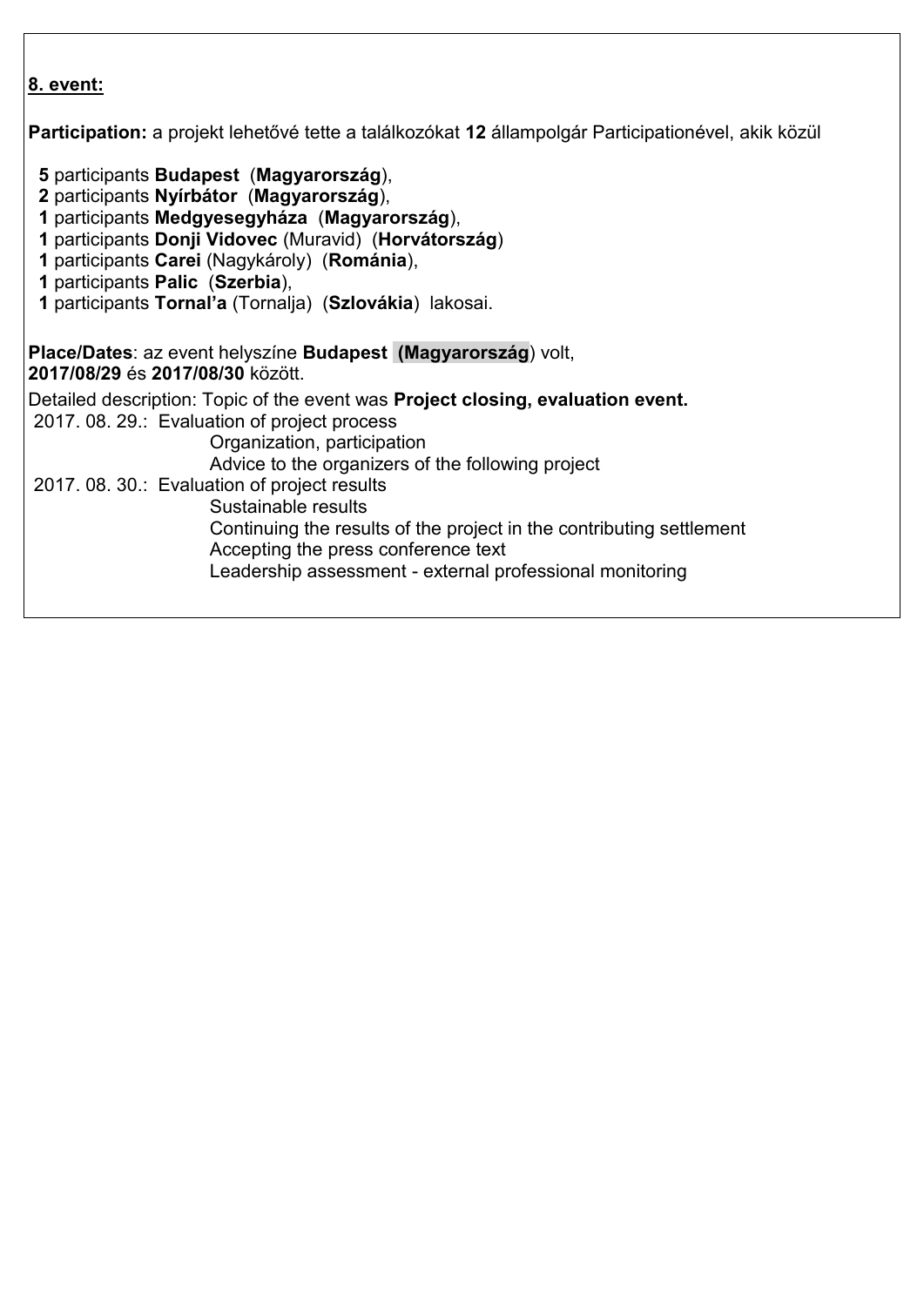**8. event:**

**Participation:** a projekt lehetővé tette a találkozókat **12** állampolgár Participationével, akik közül

- **5** participants **Budapest** (**Magyarország**),
- **2** participants **Nyírbátor** (**Magyarország**),
- **1** participants **Medgyesegyháza** (**Magyarország**),
- **1** participants **Donji Vidovec** (Muravid) (**Horvátország**)
- **1** participants **Carei** (Nagykároly) (**Románia**),
- **1** participants **Palic** (**Szerbia**),
- **1** participants **Tornal'a** (Tornalja) (**Szlovákia**) lakosai.

**Place/Dates**: az event helyszíne **Budapest (Magyarország**) volt,
**2017/08/29** és **2017/08/30** között.

Detailed description: Topic of the event was **Project closing, evaluation event.**

2017. 08. 29.: Evaluation of project process
- Organization, participation
- Advice to the organizers of the following project

2017. 08. 30.: Evaluation of project results
- Sustainable results
- Continuing the results of the project in the contributing settlement
- Accepting the press conference text
- Leadership assessment - external professional monitoring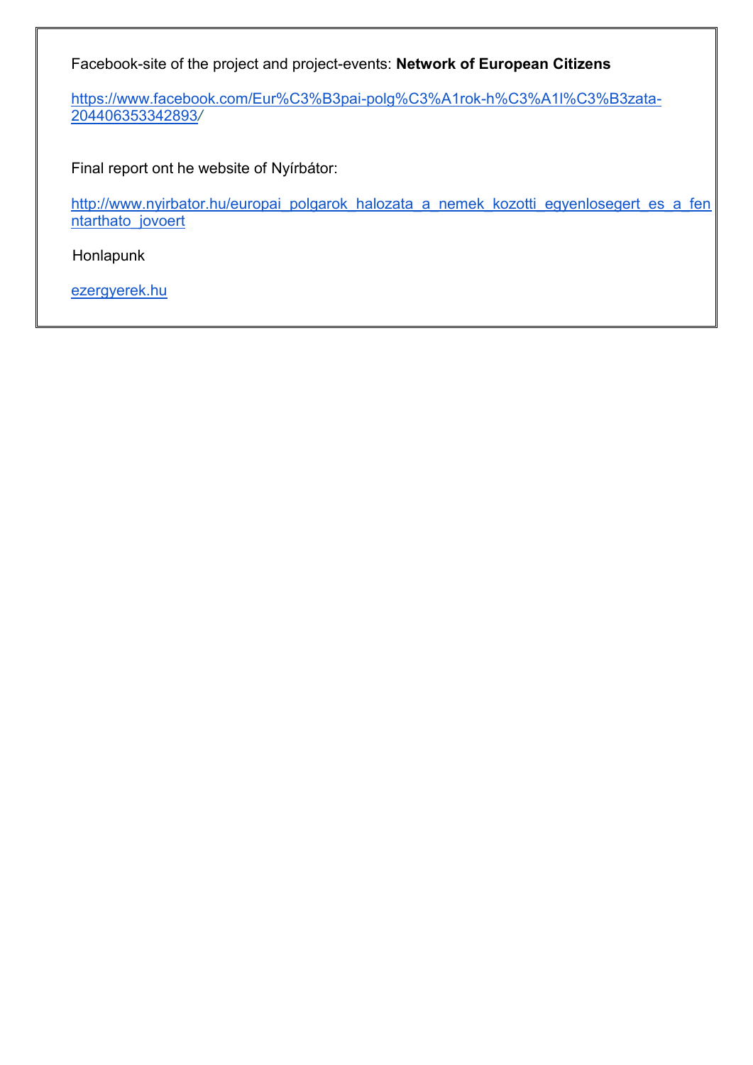Facebook-site of the project and project-events: **Network of European Citizens**

https://www.facebook.com/Eur%C3%B3pai-polg%C3%A1rok-h%C3%A1l%C3%B3zata-204406353342893/

Final report ont he website of Nyírbátor:

http://www.nyirbator.hu/europai_polgarok_halozata_a_nemek_kozotti_egyenlosegert_es_a_fenntarthato_jovoert

Honlapunk

ezergyerek.hu